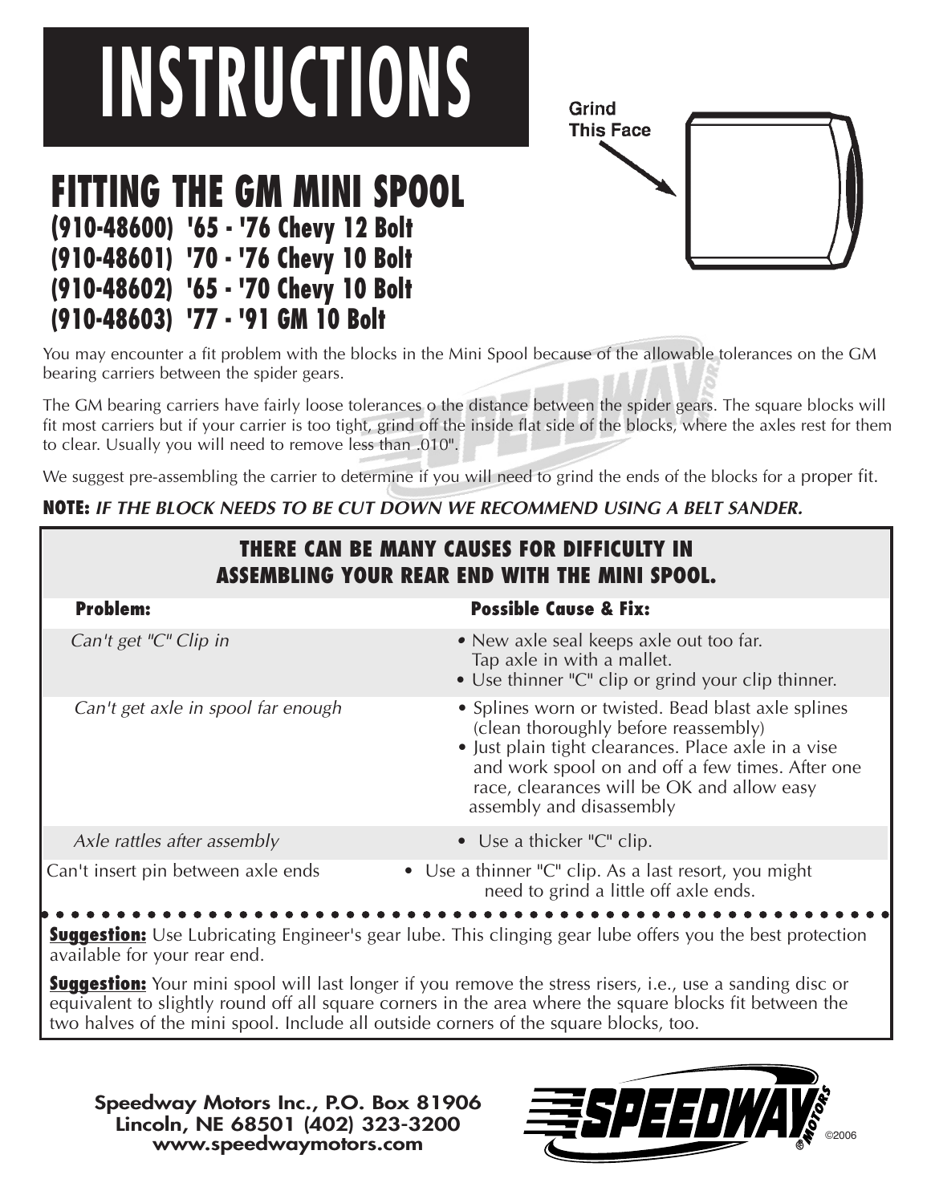# INSTRUCTIONS

Grind This Face

## FITTING THE GM MINI SPOOL

### (910-48600) '65 - '76 Chevy 12 Bolt
### (910-48601) '70 - '76 Chevy 10 Bolt
### (910-48602) '65 - '70 Chevy 10 Bolt
### (910-48603) '77 - '91 GM 10 Bolt

You may encounter a fit problem with the blocks in the Mini Spool because of the allowable tolerances on the GM bearing carriers between the spider gears.

The GM bearing carriers have fairly loose tolerances o the distance between the spider gears. The square blocks will fit most carriers but if your carrier is too tight, grind off the inside flat side of the blocks, where the axles rest for them to clear. Usually you will need to remove less than .010".

We suggest pre-assembling the carrier to determine if you will need to grind the ends of the blocks for a proper fit.

**NOTE:** ***IF THE BLOCK NEEDS TO BE CUT DOWN WE RECOMMEND USING A BELT SANDER.***

**THERE CAN BE MANY CAUSES FOR DIFFICULTY IN ASSEMBLING YOUR REAR END WITH THE MINI SPOOL.**

| Problem: | Possible Cause & Fix: |
|---|---|
| *Can't get "C" Clip in* | • New axle seal keeps axle out too far. Tap axle in with a mallet.<br>• Use thinner "C" clip or grind your clip thinner. |
| *Can't get axle in spool far enough* | • Splines worn or twisted. Bead blast axle splines (clean thoroughly before reassembly)<br>• Just plain tight clearances. Place axle in a vise and work spool on and off a few times. After one race, clearances will be OK and allow easy assembly and disassembly |
| *Axle rattles after assembly* | • Use a thicker "C" clip. |
| Can't insert pin between axle ends | • Use a thinner "C" clip. As a last resort, you might need to grind a little off axle ends. |

**Suggestion:** Use Lubricating Engineer's gear lube. This clinging gear lube offers you the best protection available for your rear end.

**Suggestion:** Your mini spool will last longer if you remove the stress risers, i.e., use a sanding disc or equivalent to slightly round off all square corners in the area where the square blocks fit between the two halves of the mini spool. Include all outside corners of the square blocks, too.

**Speedway Motors Inc., P.O. Box 81906**
**Lincoln, NE 68501 (402) 323-3200**
**www.speedwaymotors.com**

SPEEDWAY MOTORS ©2006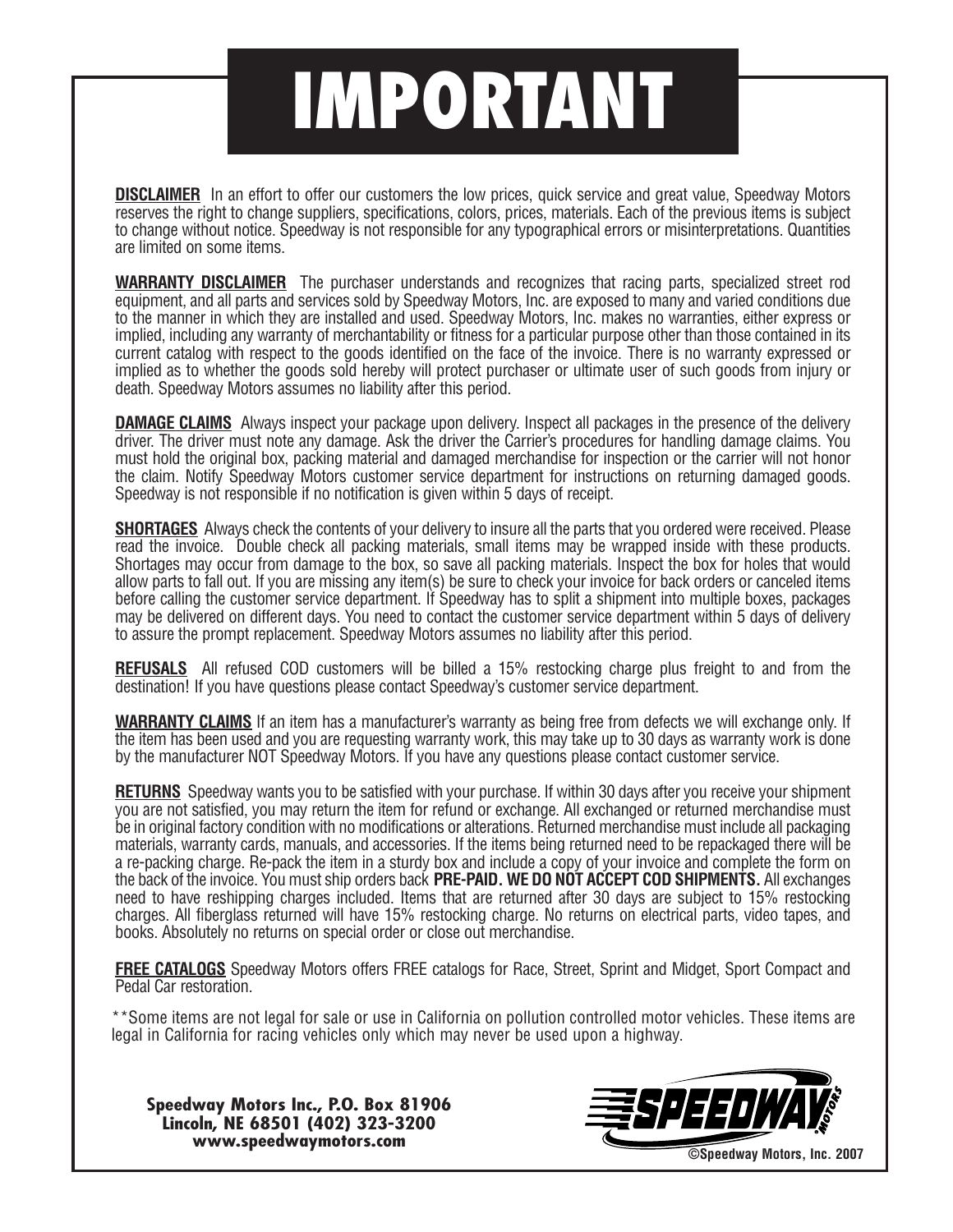# IMPORTANT

**DISCLAIMER** In an effort to offer our customers the low prices, quick service and great value, Speedway Motors reserves the right to change suppliers, specifications, colors, prices, materials. Each of the previous items is subject to change without notice. Speedway is not responsible for any typographical errors or misinterpretations. Quantities are limited on some items.

**WARRANTY DISCLAIMER** The purchaser understands and recognizes that racing parts, specialized street rod equipment, and all parts and services sold by Speedway Motors, Inc. are exposed to many and varied conditions due to the manner in which they are installed and used. Speedway Motors, Inc. makes no warranties, either express or implied, including any warranty of merchantability or fitness for a particular purpose other than those contained in its current catalog with respect to the goods identified on the face of the invoice. There is no warranty expressed or implied as to whether the goods sold hereby will protect purchaser or ultimate user of such goods from injury or death. Speedway Motors assumes no liability after this period.

**DAMAGE CLAIMS** Always inspect your package upon delivery. Inspect all packages in the presence of the delivery driver. The driver must note any damage. Ask the driver the Carrier's procedures for handling damage claims. You must hold the original box, packing material and damaged merchandise for inspection or the carrier will not honor the claim. Notify Speedway Motors customer service department for instructions on returning damaged goods. Speedway is not responsible if no notification is given within 5 days of receipt.

**SHORTAGES** Always check the contents of your delivery to insure all the parts that you ordered were received. Please read the invoice. Double check all packing materials, small items may be wrapped inside with these products. Shortages may occur from damage to the box, so save all packing materials. Inspect the box for holes that would allow parts to fall out. If you are missing any item(s) be sure to check your invoice for back orders or canceled items before calling the customer service department. If Speedway has to split a shipment into multiple boxes, packages may be delivered on different days. You need to contact the customer service department within 5 days of delivery to assure the prompt replacement. Speedway Motors assumes no liability after this period.

**REFUSALS** All refused COD customers will be billed a 15% restocking charge plus freight to and from the destination! If you have questions please contact Speedway's customer service department.

**WARRANTY CLAIMS** If an item has a manufacturer's warranty as being free from defects we will exchange only. If the item has been used and you are requesting warranty work, this may take up to 30 days as warranty work is done by the manufacturer NOT Speedway Motors. If you have any questions please contact customer service.

**RETURNS** Speedway wants you to be satisfied with your purchase. If within 30 days after you receive your shipment you are not satisfied, you may return the item for refund or exchange. All exchanged or returned merchandise must be in original factory condition with no modifications or alterations. Returned merchandise must include all packaging materials, warranty cards, manuals, and accessories. If the items being returned need to be repackaged there will be a re-packing charge. Re-pack the item in a sturdy box and include a copy of your invoice and complete the form on the back of the invoice. You must ship orders back **PRE-PAID. WE DO NOT ACCEPT COD SHIPMENTS.** All exchanges need to have reshipping charges included. Items that are returned after 30 days are subject to 15% restocking charges. All fiberglass returned will have 15% restocking charge. No returns on electrical parts, video tapes, and books. Absolutely no returns on special order or close out merchandise.

**FREE CATALOGS** Speedway Motors offers FREE catalogs for Race, Street, Sprint and Midget, Sport Compact and Pedal Car restoration.

**Some items are not legal for sale or use in California on pollution controlled motor vehicles. These items are legal in California for racing vehicles only which may never be used upon a highway.

**Speedway Motors Inc., P.O. Box 81906**
**Lincoln, NE 68501 (402) 323-3200**
**www.speedwaymotors.com**

SPEEDWAY MOTORS

©Speedway Motors, Inc. 2007